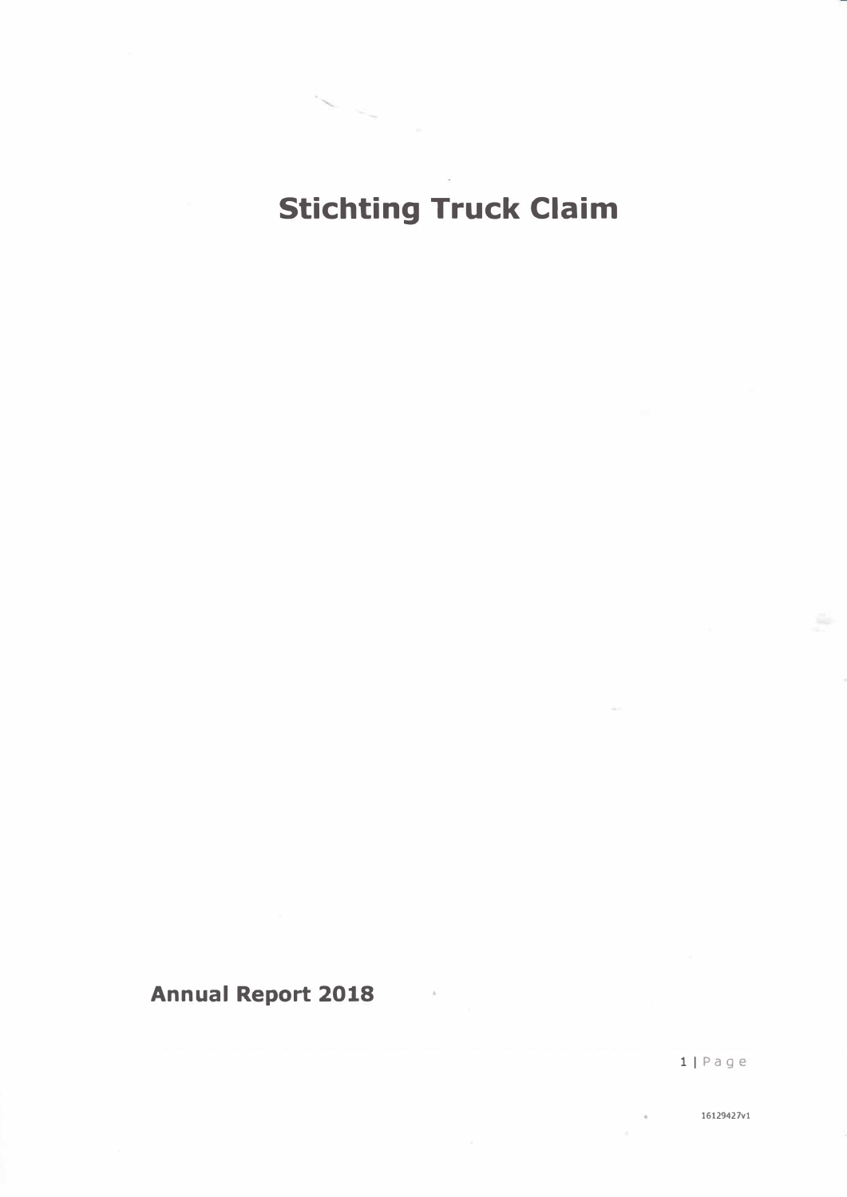# Stichting Truck Claim

**Annual Report 2018**

16129427v1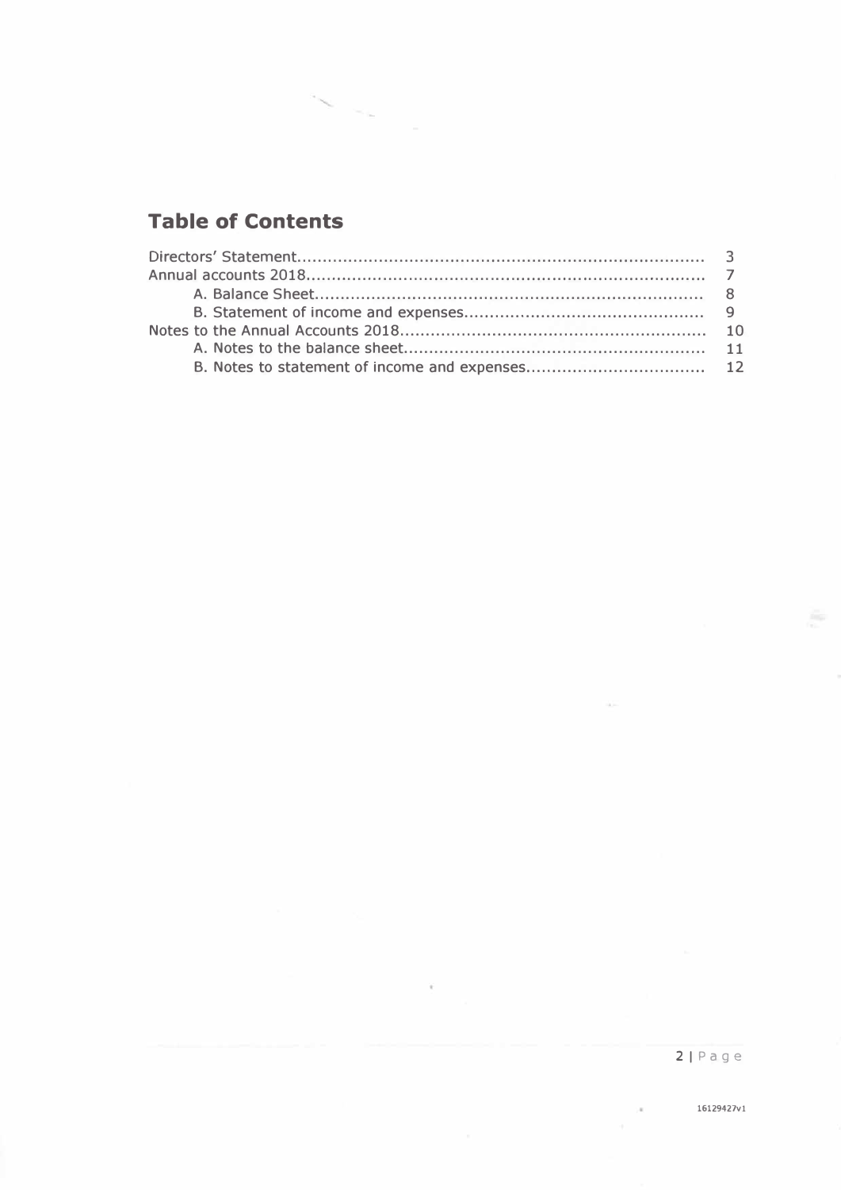## Table of Contents

| | |
|---|---|
| Directors' Statement | 3 |
| Annual accounts 2018 | 7 |
| A. Balance Sheet | 8 |
| B. Statement of income and expenses | 9 |
| Notes to the Annual Accounts 2018 | 10 |
| A. Notes to the balance sheet | 11 |
| B. Notes to statement of income and expenses | 12 |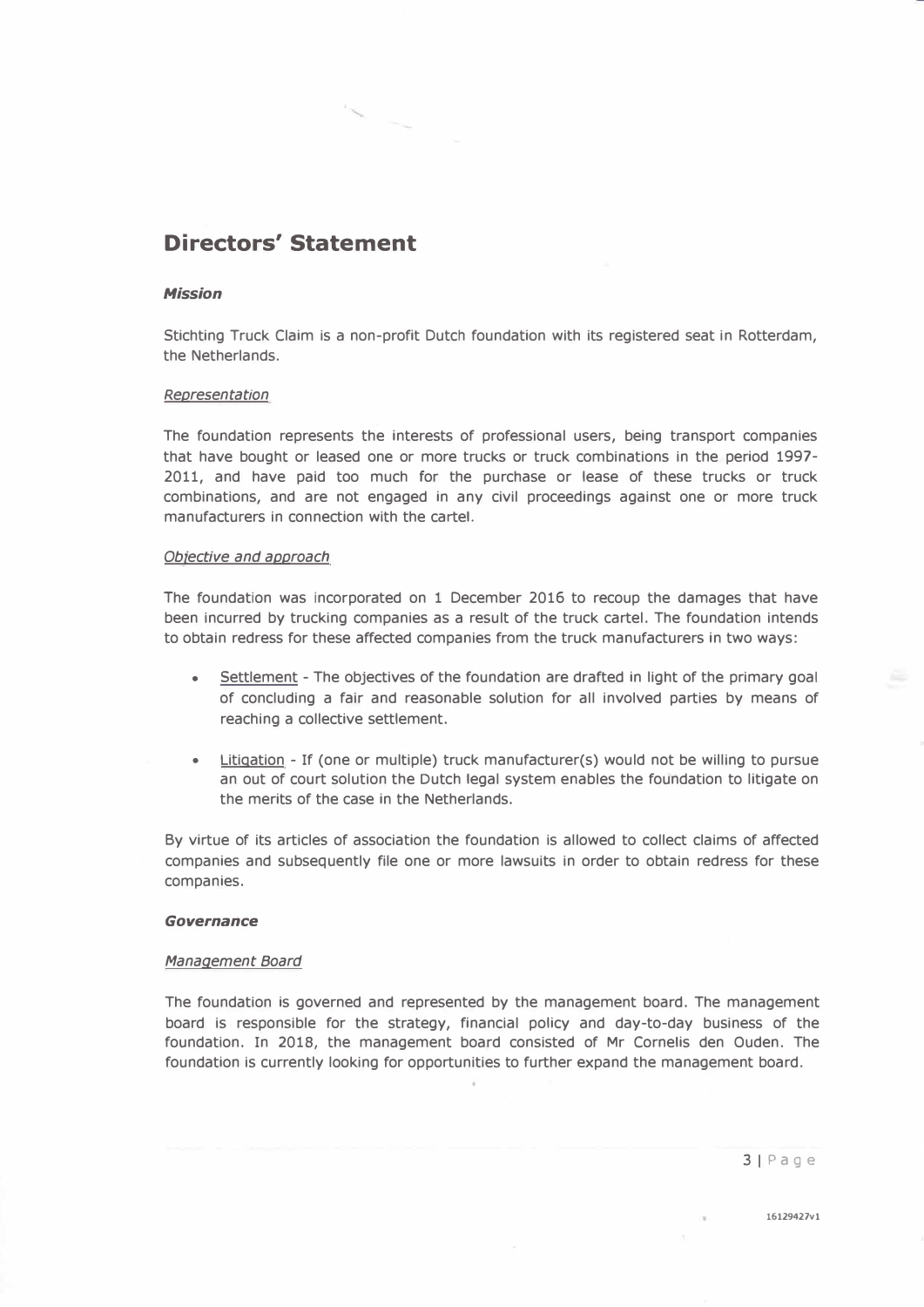## Directors' Statement

### *Mission*

Stichting Truck Claim is a non-profit Dutch foundation with its registered seat in Rotterdam, the Netherlands.

#### *Representation*

The foundation represents the interests of professional users, being transport companies that have bought or leased one or more trucks or truck combinations in the period 1997-2011, and have paid too much for the purchase or lease of these trucks or truck combinations, and are not engaged in any civil proceedings against one or more truck manufacturers in connection with the cartel.

#### *Objective and approach*

The foundation was incorporated on 1 December 2016 to recoup the damages that have been incurred by trucking companies as a result of the truck cartel. The foundation intends to obtain redress for these affected companies from the truck manufacturers in two ways:

- Settlement - The objectives of the foundation are drafted in light of the primary goal of concluding a fair and reasonable solution for all involved parties by means of reaching a collective settlement.
- Litigation - If (one or multiple) truck manufacturer(s) would not be willing to pursue an out of court solution the Dutch legal system enables the foundation to litigate on the merits of the case in the Netherlands.

By virtue of its articles of association the foundation is allowed to collect claims of affected companies and subsequently file one or more lawsuits in order to obtain redress for these companies.

### *Governance*

#### *Management Board*

The foundation is governed and represented by the management board. The management board is responsible for the strategy, financial policy and day-to-day business of the foundation. In 2018, the management board consisted of Mr Cornelis den Ouden. The foundation is currently looking for opportunities to further expand the management board.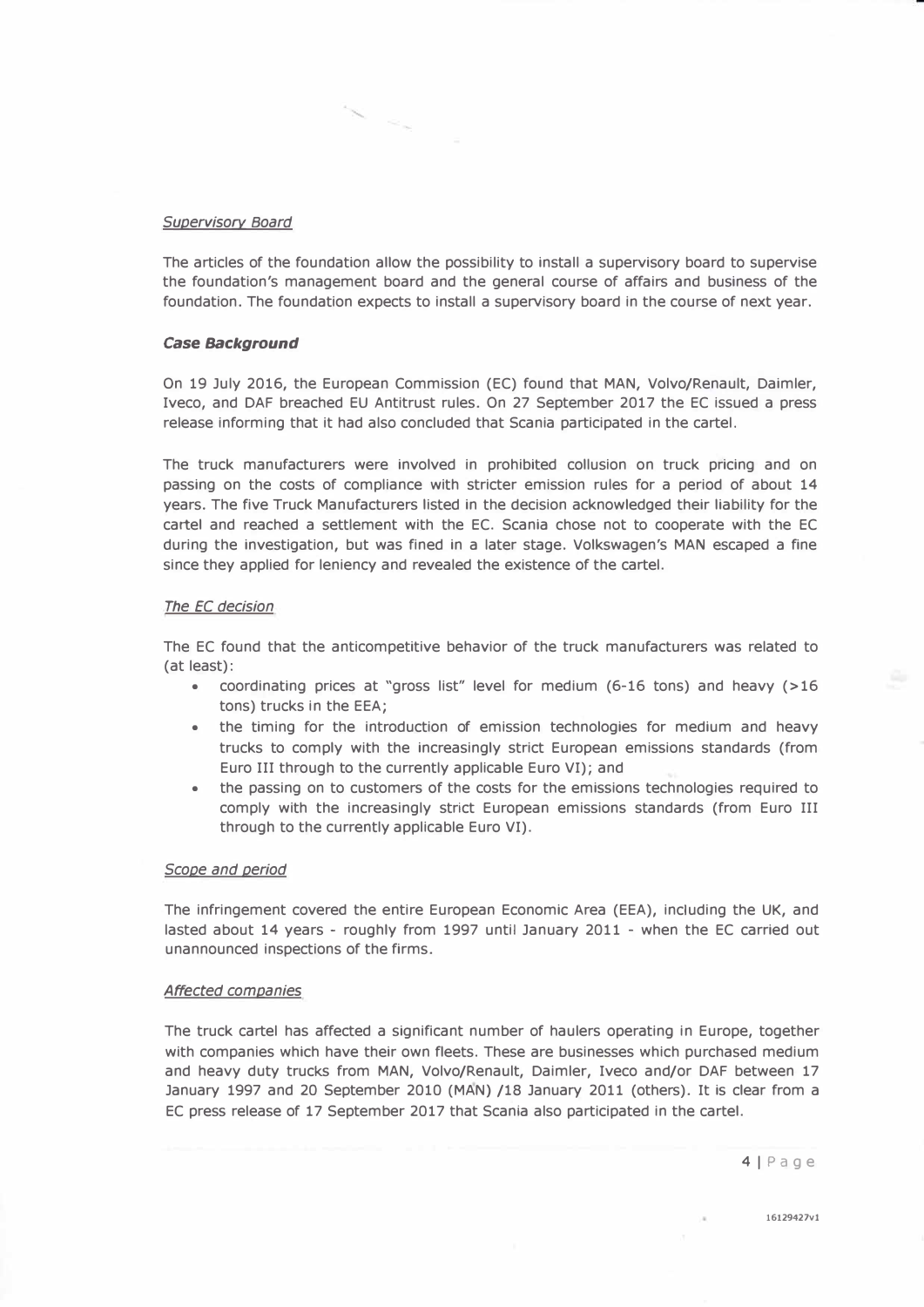*Supervisory Board*

The articles of the foundation allow the possibility to install a supervisory board to supervise the foundation's management board and the general course of affairs and business of the foundation. The foundation expects to install a supervisory board in the course of next year.

***Case Background***

On 19 July 2016, the European Commission (EC) found that MAN, Volvo/Renault, Daimler, Iveco, and DAF breached EU Antitrust rules. On 27 September 2017 the EC issued a press release informing that it had also concluded that Scania participated in the cartel.

The truck manufacturers were involved in prohibited collusion on truck pricing and on passing on the costs of compliance with stricter emission rules for a period of about 14 years. The five Truck Manufacturers listed in the decision acknowledged their liability for the cartel and reached a settlement with the EC. Scania chose not to cooperate with the EC during the investigation, but was fined in a later stage. Volkswagen's MAN escaped a fine since they applied for leniency and revealed the existence of the cartel.

*The EC decision*

The EC found that the anticompetitive behavior of the truck manufacturers was related to (at least):

- coordinating prices at "gross list" level for medium (6-16 tons) and heavy (>16 tons) trucks in the EEA;
- the timing for the introduction of emission technologies for medium and heavy trucks to comply with the increasingly strict European emissions standards (from Euro III through to the currently applicable Euro VI); and
- the passing on to customers of the costs for the emissions technologies required to comply with the increasingly strict European emissions standards (from Euro III through to the currently applicable Euro VI).

*Scope and period*

The infringement covered the entire European Economic Area (EEA), including the UK, and lasted about 14 years - roughly from 1997 until January 2011 - when the EC carried out unannounced inspections of the firms.

*Affected companies*

The truck cartel has affected a significant number of haulers operating in Europe, together with companies which have their own fleets. These are businesses which purchased medium and heavy duty trucks from MAN, Volvo/Renault, Daimler, Iveco and/or DAF between 17 January 1997 and 20 September 2010 (MAN) /18 January 2011 (others). It is clear from a EC press release of 17 September 2017 that Scania also participated in the cartel.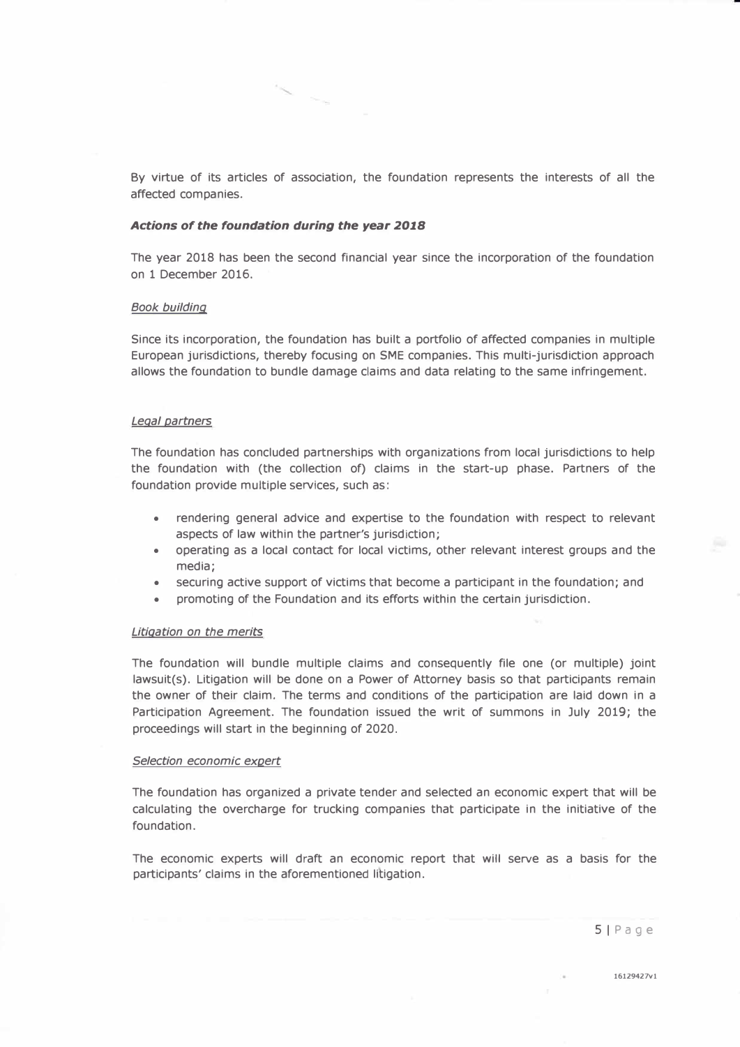By virtue of its articles of association, the foundation represents the interests of all the affected companies.

***Actions of the foundation during the year 2018***

The year 2018 has been the second financial year since the incorporation of the foundation on 1 December 2016.

*Book building*

Since its incorporation, the foundation has built a portfolio of affected companies in multiple European jurisdictions, thereby focusing on SME companies. This multi-jurisdiction approach allows the foundation to bundle damage claims and data relating to the same infringement.

*Legal partners*

The foundation has concluded partnerships with organizations from local jurisdictions to help the foundation with (the collection of) claims in the start-up phase. Partners of the foundation provide multiple services, such as:

- rendering general advice and expertise to the foundation with respect to relevant aspects of law within the partner's jurisdiction;
- operating as a local contact for local victims, other relevant interest groups and the media;
- securing active support of victims that become a participant in the foundation; and
- promoting of the Foundation and its efforts within the certain jurisdiction.

*Litigation on the merits*

The foundation will bundle multiple claims and consequently file one (or multiple) joint lawsuit(s). Litigation will be done on a Power of Attorney basis so that participants remain the owner of their claim. The terms and conditions of the participation are laid down in a Participation Agreement. The foundation issued the writ of summons in July 2019; the proceedings will start in the beginning of 2020.

*Selection economic expert*

The foundation has organized a private tender and selected an economic expert that will be calculating the overcharge for trucking companies that participate in the initiative of the foundation.

The economic experts will draft an economic report that will serve as a basis for the participants' claims in the aforementioned litigation.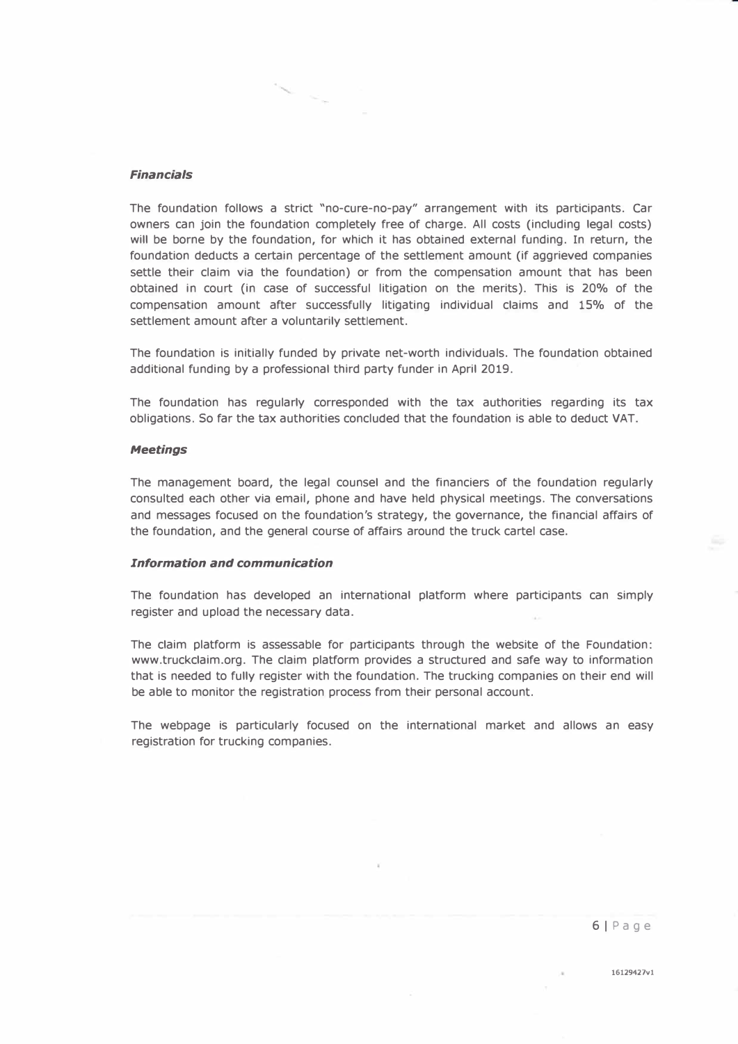***Financials***

The foundation follows a strict "no-cure-no-pay" arrangement with its participants. Car owners can join the foundation completely free of charge. All costs (including legal costs) will be borne by the foundation, for which it has obtained external funding. In return, the foundation deducts a certain percentage of the settlement amount (if aggrieved companies settle their claim via the foundation) or from the compensation amount that has been obtained in court (in case of successful litigation on the merits). This is 20% of the compensation amount after successfully litigating individual claims and 15% of the settlement amount after a voluntarily settlement.

The foundation is initially funded by private net-worth individuals. The foundation obtained additional funding by a professional third party funder in April 2019.

The foundation has regularly corresponded with the tax authorities regarding its tax obligations. So far the tax authorities concluded that the foundation is able to deduct VAT.

***Meetings***

The management board, the legal counsel and the financiers of the foundation regularly consulted each other via email, phone and have held physical meetings. The conversations and messages focused on the foundation's strategy, the governance, the financial affairs of the foundation, and the general course of affairs around the truck cartel case.

***Information and communication***

The foundation has developed an international platform where participants can simply register and upload the necessary data.

The claim platform is assessable for participants through the website of the Foundation: www.truckclaim.org. The claim platform provides a structured and safe way to information that is needed to fully register with the foundation. The trucking companies on their end will be able to monitor the registration process from their personal account.

The webpage is particularly focused on the international market and allows an easy registration for trucking companies.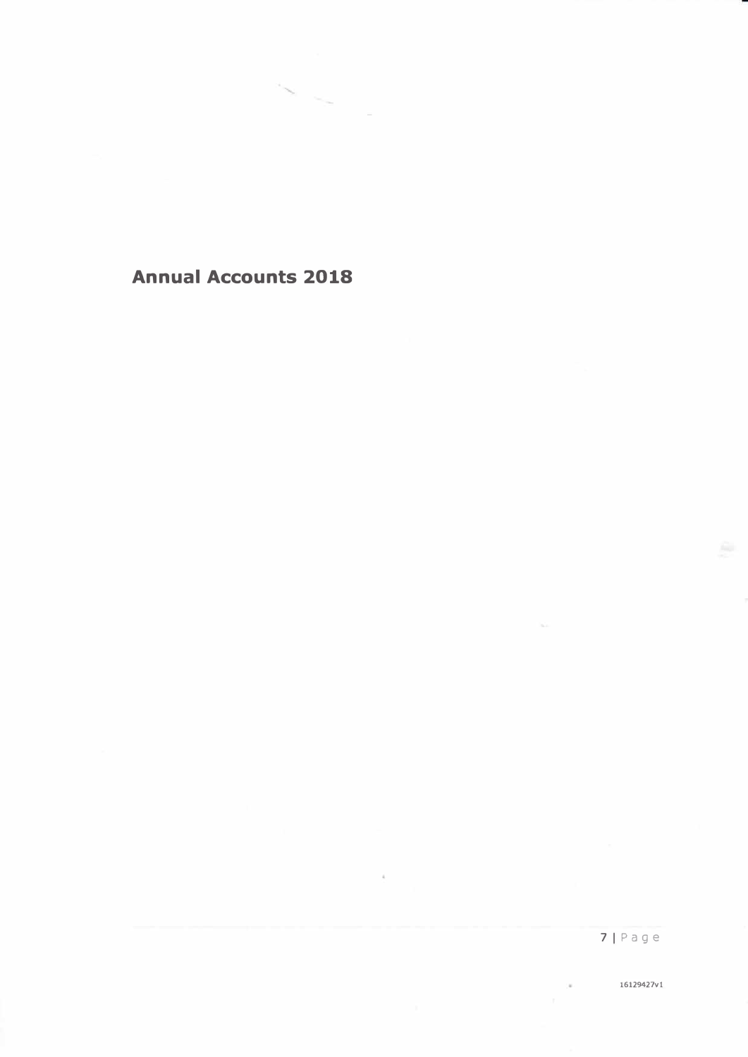# Annual Accounts 2018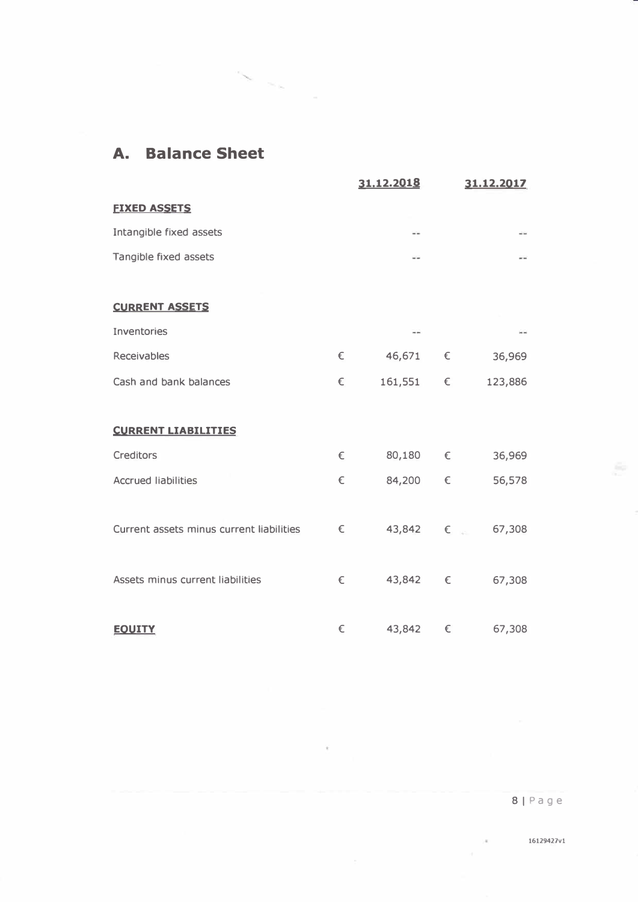## A. Balance Sheet

| | | 31.12.2018 | | 31.12.2017 |
|---|---|---|---|---|
| **FIXED ASSETS** | | | | |
| Intangible fixed assets | | -- | | -- |
| Tangible fixed assets | | -- | | -- |
| | | | | |
| **CURRENT ASSETS** | | | | |
| Inventories | | -- | | -- |
| Receivables | € | 46,671 | € | 36,969 |
| Cash and bank balances | € | 161,551 | € | 123,886 |
| | | | | |
| **CURRENT LIABILITIES** | | | | |
| Creditors | € | 80,180 | € | 36,969 |
| Accrued liabilities | € | 84,200 | € | 56,578 |
| | | | | |
| Current assets minus current liabilities | € | 43,842 | € | 67,308 |
| | | | | |
| Assets minus current liabilities | € | 43,842 | € | 67,308 |
| | | | | |
| **EQUITY** | € | 43,842 | € | 67,308 |

16129427v1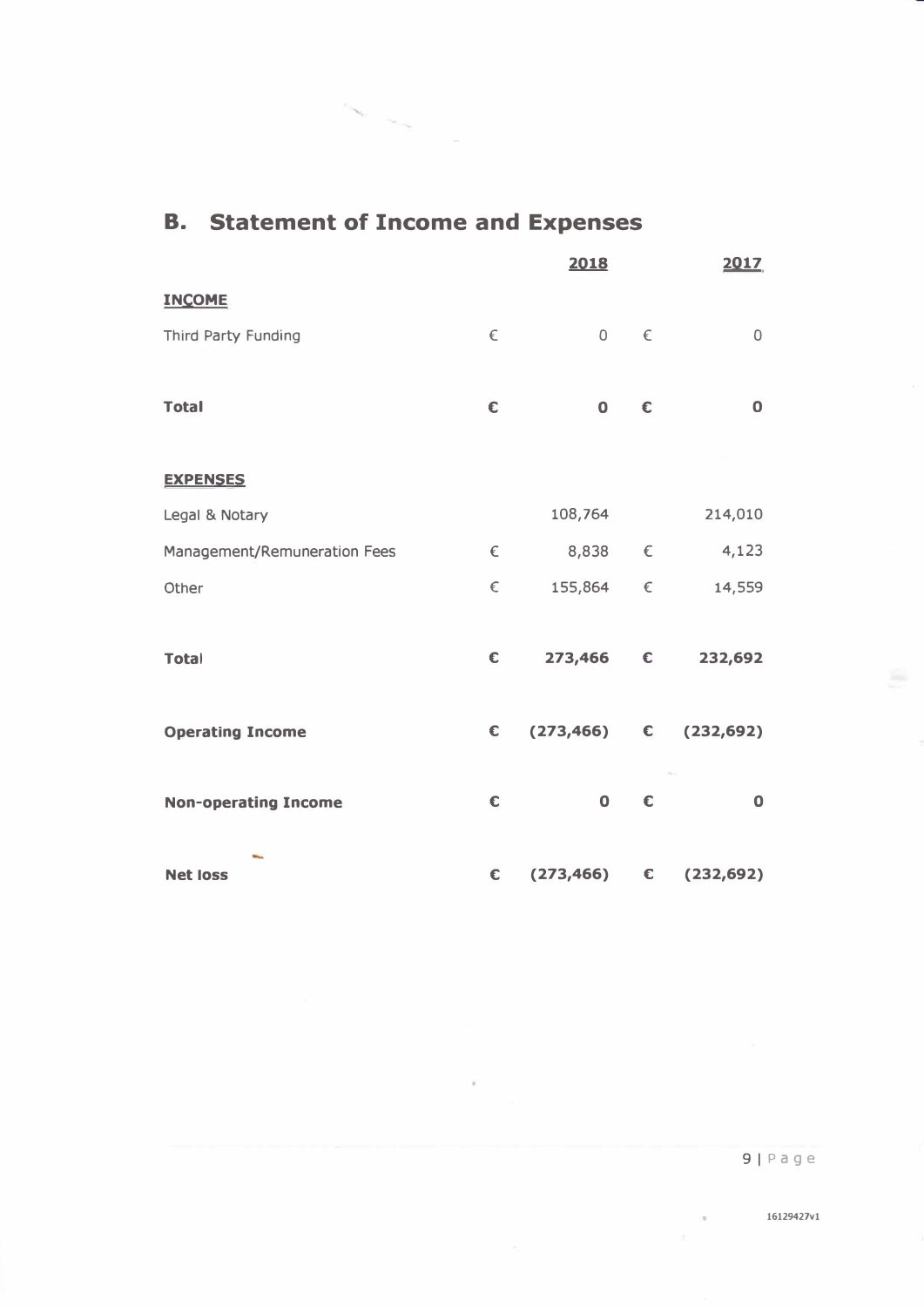## B. Statement of Income and Expenses

| | | 2018 | | 2017 |
|---|---|---|---|---|
| **INCOME** | | | | |
| Third Party Funding | € | 0 | € | 0 |
| **Total** | **€** | **0** | **€** | **0** |
| **EXPENSES** | | | | |
| Legal & Notary | | 108,764 | | 214,010 |
| Management/Remuneration Fees | € | 8,838 | € | 4,123 |
| Other | € | 155,864 | € | 14,559 |
| **Total** | **€** | **273,466** | **€** | **232,692** |
| **Operating Income** | **€** | **(273,466)** | **€** | **(232,692)** |
| **Non-operating Income** | **€** | **0** | **€** | **0** |
| **Net loss** | **€** | **(273,466)** | **€** | **(232,692)** |

16129427v1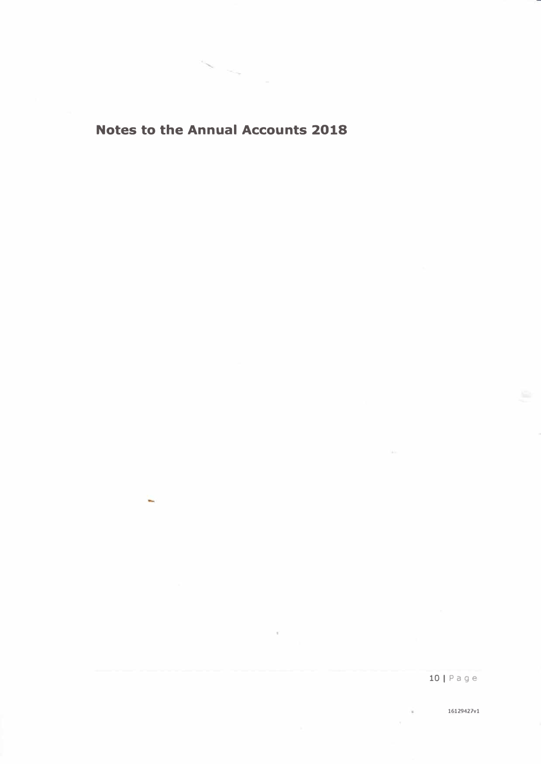## Notes to the Annual Accounts 2018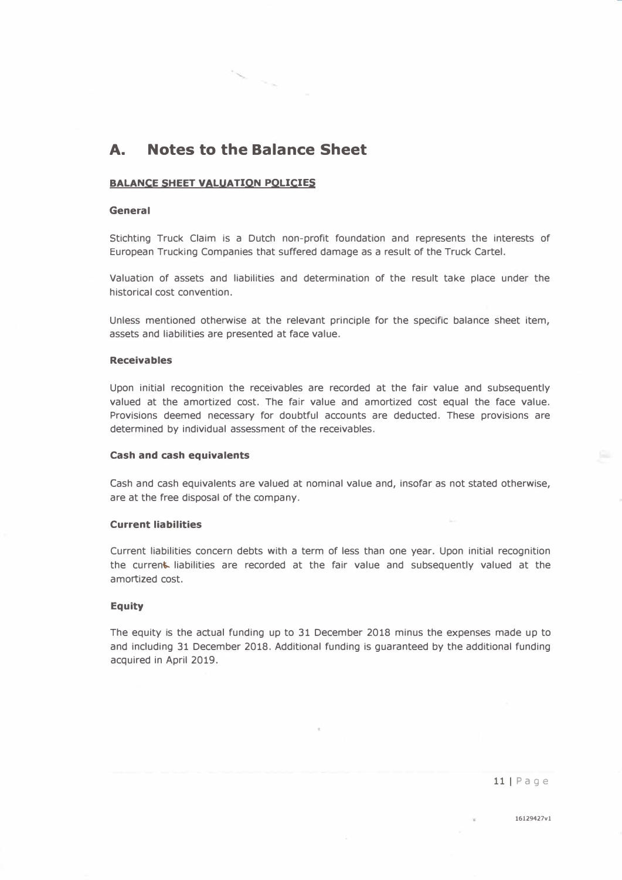# A. Notes to the Balance Sheet

**BALANCE SHEET VALUATION POLICIES**

### General

Stichting Truck Claim is a Dutch non-profit foundation and represents the interests of European Trucking Companies that suffered damage as a result of the Truck Cartel.

Valuation of assets and liabilities and determination of the result take place under the historical cost convention.

Unless mentioned otherwise at the relevant principle for the specific balance sheet item, assets and liabilities are presented at face value.

### Receivables

Upon initial recognition the receivables are recorded at the fair value and subsequently valued at the amortized cost. The fair value and amortized cost equal the face value. Provisions deemed necessary for doubtful accounts are deducted. These provisions are determined by individual assessment of the receivables.

### Cash and cash equivalents

Cash and cash equivalents are valued at nominal value and, insofar as not stated otherwise, are at the free disposal of the company.

### Current liabilities

Current liabilities concern debts with a term of less than one year. Upon initial recognition the current liabilities are recorded at the fair value and subsequently valued at the amortized cost.

### Equity

The equity is the actual funding up to 31 December 2018 minus the expenses made up to and including 31 December 2018. Additional funding is guaranteed by the additional funding acquired in April 2019.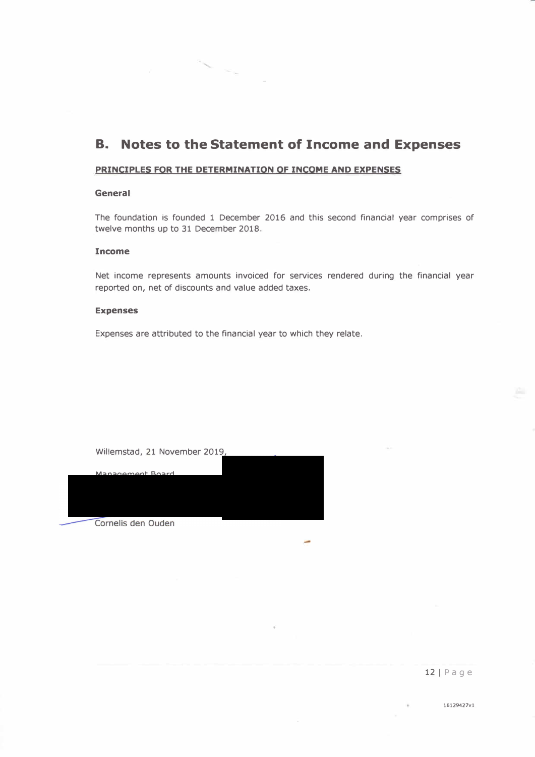# B. Notes to the Statement of Income and Expenses

**PRINCIPLES FOR THE DETERMINATION OF INCOME AND EXPENSES**

### General

The foundation is founded 1 December 2016 and this second financial year comprises of twelve months up to 31 December 2018.

### Income

Net income represents amounts invoiced for services rendered during the financial year reported on, net of discounts and value added taxes.

### Expenses

Expenses are attributed to the financial year to which they relate.

Willemstad, 21 November 2019,

Management Board

Cornelis den Ouden

16129427v1